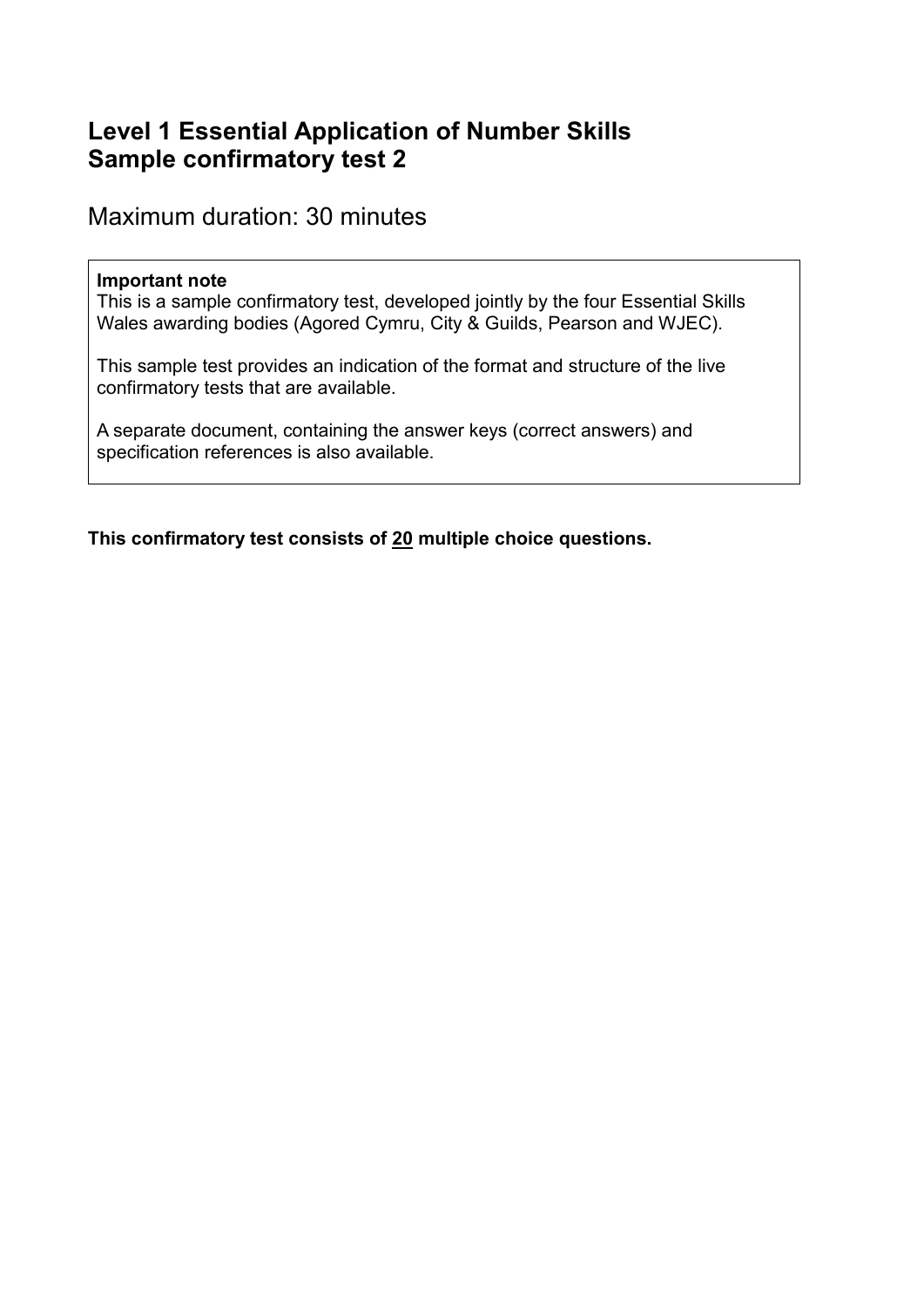# Level 1 Essential Application of Number Skills
# Sample confirmatory test 2

Maximum duration: 30 minutes

> **Important note**
> This is a sample confirmatory test, developed jointly by the four Essential Skills Wales awarding bodies (Agored Cymru, City & Guilds, Pearson and WJEC).
>
> This sample test provides an indication of the format and structure of the live confirmatory tests that are available.
>
> A separate document, containing the answer keys (correct answers) and specification references is also available.

**This confirmatory test consists of <u>20</u> multiple choice questions.**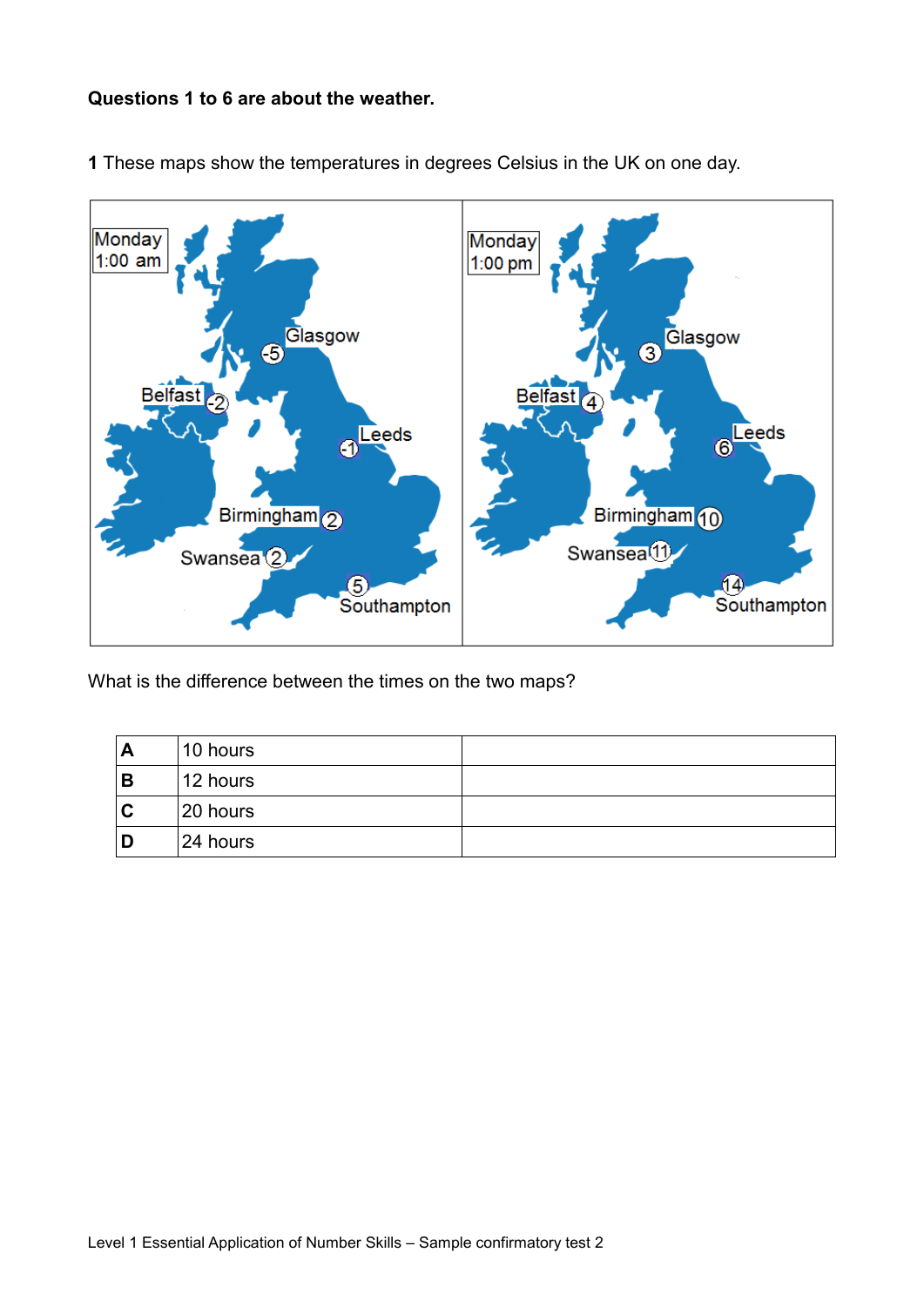**Questions 1 to 6 are about the weather.**

**1** These maps show the temperatures in degrees Celsius in the UK on one day.

| Monday 1:00 am | Monday 1:00 pm |
|---|---|
| Glasgow -5 | Glasgow 3 |
| Belfast -2 | Belfast 4 |
| Leeds -1 | Leeds 6 |
| Birmingham 2 | Birmingham 10 |
| Swansea 2 | Swansea 11 |
| Southampton 5 | Southampton 14 |

What is the difference between the times on the two maps?

| | | |
|---|---|---|
| **A** | 10 hours | |
| **B** | 12 hours | |
| **C** | 20 hours | |
| **D** | 24 hours | |

Level 1 Essential Application of Number Skills – Sample confirmatory test 2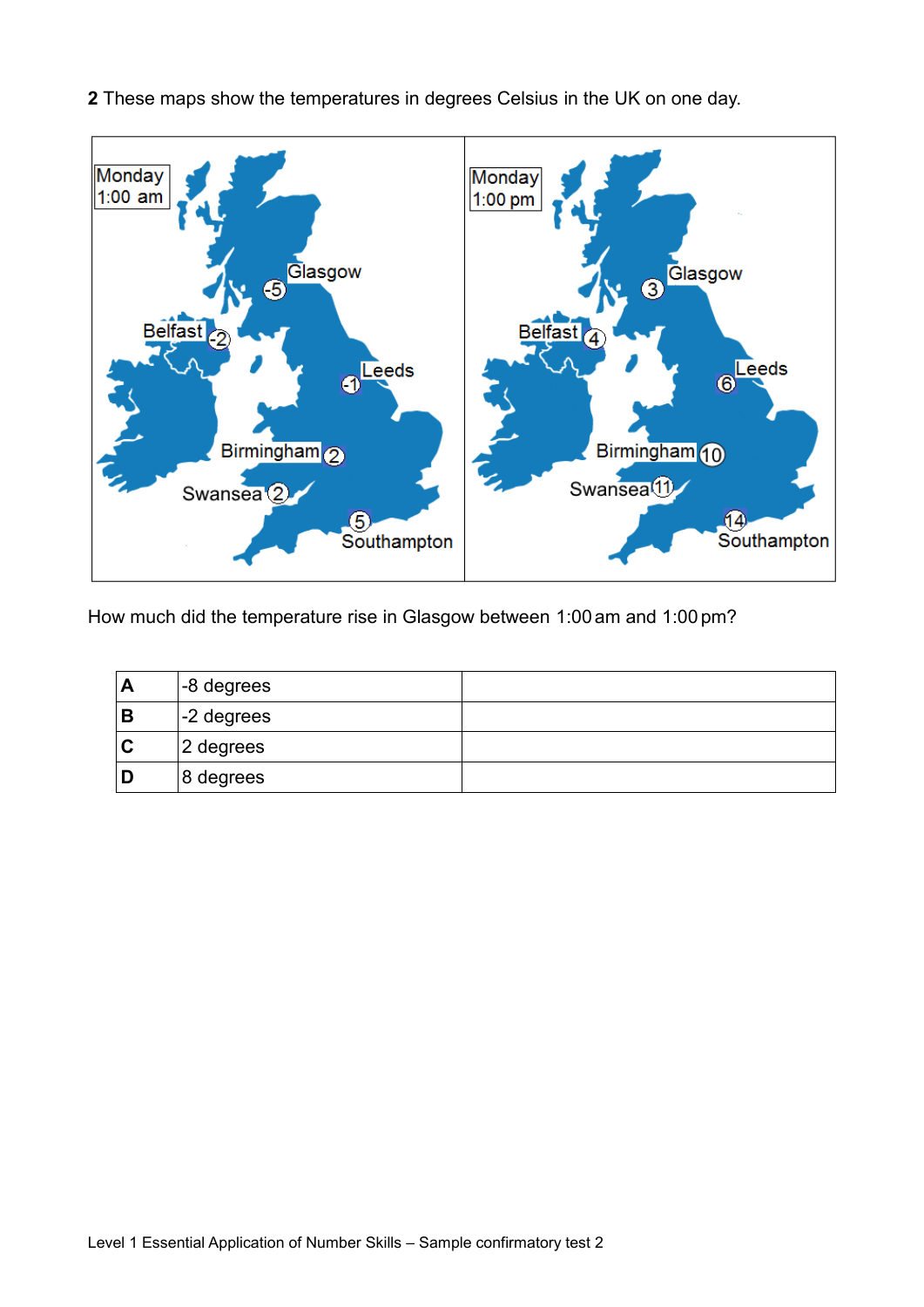**2** These maps show the temperatures in degrees Celsius in the UK on one day.

How much did the temperature rise in Glasgow between 1:00 am and 1:00 pm?

| | | |
|---|---|---|
| **A** | -8 degrees | |
| **B** | -2 degrees | |
| **C** | 2 degrees | |
| **D** | 8 degrees | |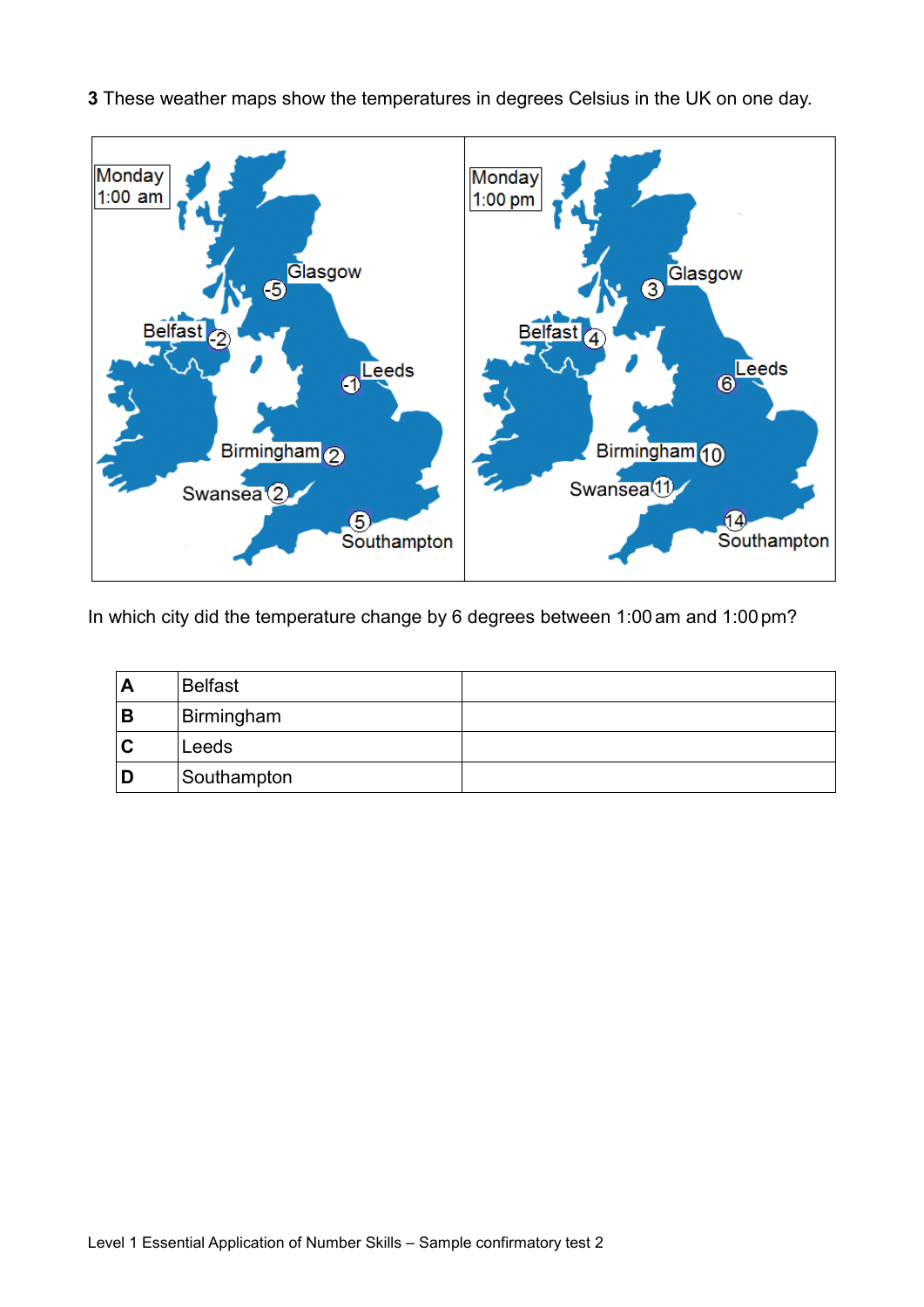**3** These weather maps show the temperatures in degrees Celsius in the UK on one day.

| Monday 1:00 am | Monday 1:00 pm |
|---|---|
| Glasgow -5 | Glasgow 3 |
| Belfast -2 | Belfast 4 |
| Leeds -1 | Leeds 6 |
| Birmingham 2 | Birmingham 10 |
| Swansea 2 | Swansea 11 |
| Southampton 5 | Southampton 14 |

In which city did the temperature change by 6 degrees between 1:00 am and 1:00 pm?

| | | |
|---|---|---|
| **A** | Belfast | |
| **B** | Birmingham | |
| **C** | Leeds | |
| **D** | Southampton | |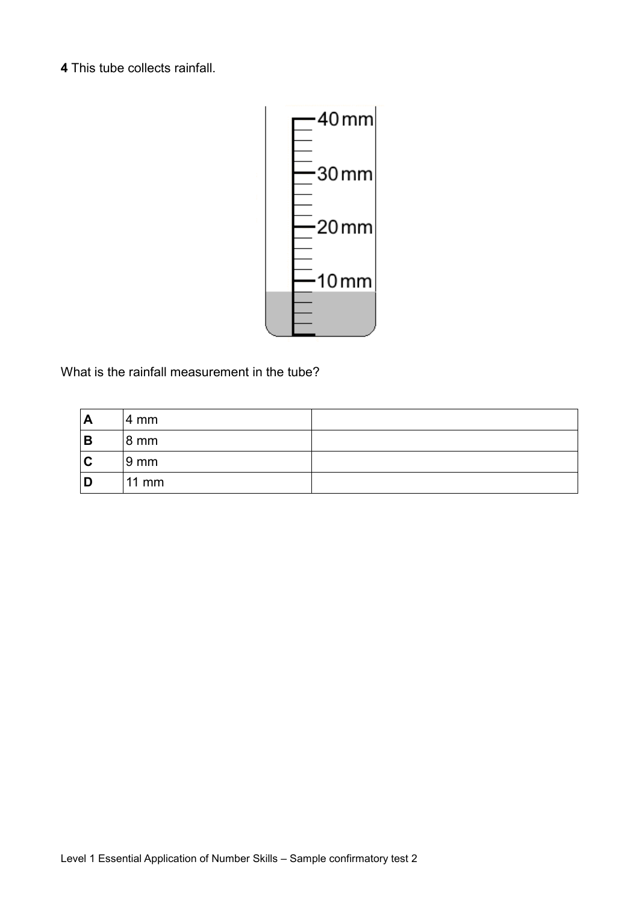**4** This tube collects rainfall.

What is the rainfall measurement in the tube?

| | | |
|---|---|---|
| **A** | 4 mm | |
| **B** | 8 mm | |
| **C** | 9 mm | |
| **D** | 11 mm | |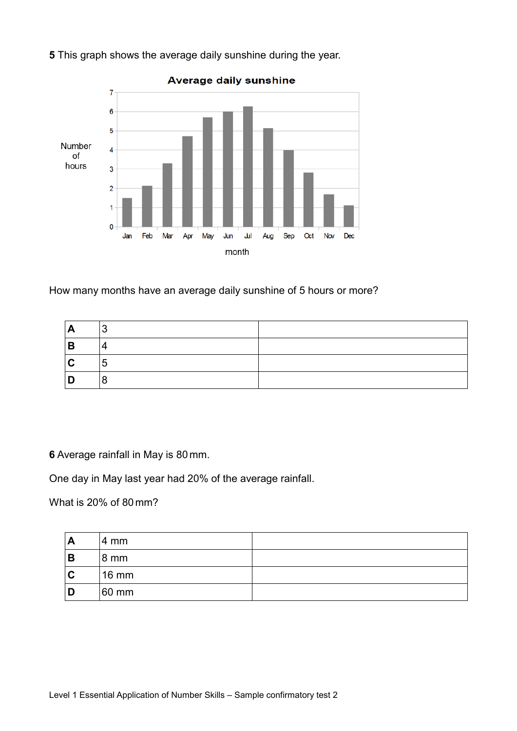**5** This graph shows the average daily sunshine during the year.

**Average daily sunshine**

Number of hours

| Month | Jan | Feb | Mar | Apr | May | Jun | Jul | Aug | Sep | Oct | Nov | Dec |
|---|---|---|---|---|---|---|---|---|---|---|---|---|

month

How many months have an average daily sunshine of 5 hours or more?

| | | |
|---|---|---|
| **A** | 3 | |
| **B** | 4 | |
| **C** | 5 | |
| **D** | 8 | |

**6** Average rainfall in May is 80 mm.

One day in May last year had 20% of the average rainfall.

What is 20% of 80 mm?

| | | |
|---|---|---|
| **A** | 4 mm | |
| **B** | 8 mm | |
| **C** | 16 mm | |
| **D** | 60 mm | |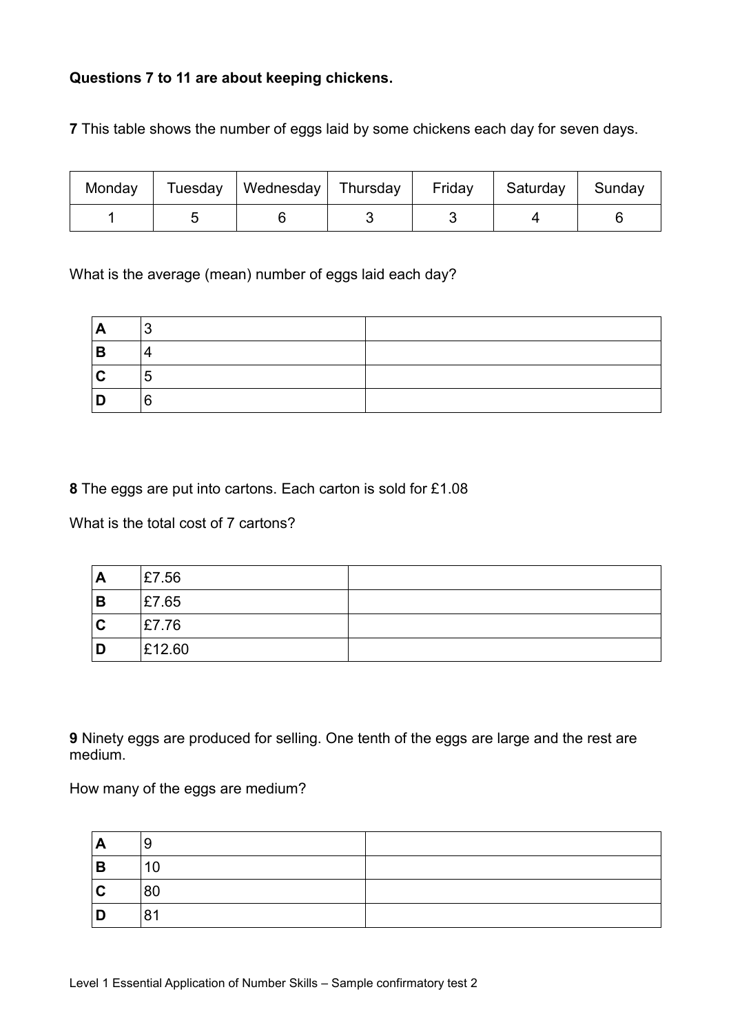**Questions 7 to 11 are about keeping chickens.**

**7** This table shows the number of eggs laid by some chickens each day for seven days.

| Monday | Tuesday | Wednesday | Thursday | Friday | Saturday | Sunday |
|---|---|---|---|---|---|---|
| 1 | 5 | 6 | 3 | 3 | 4 | 6 |

What is the average (mean) number of eggs laid each day?

| | | |
|---|---|---|
| **A** | 3 | |
| **B** | 4 | |
| **C** | 5 | |
| **D** | 6 | |

**8** The eggs are put into cartons. Each carton is sold for £1.08

What is the total cost of 7 cartons?

| | | |
|---|---|---|
| **A** | £7.56 | |
| **B** | £7.65 | |
| **C** | £7.76 | |
| **D** | £12.60 | |

**9** Ninety eggs are produced for selling. One tenth of the eggs are large and the rest are medium.

How many of the eggs are medium?

| | | |
|---|---|---|
| **A** | 9 | |
| **B** | 10 | |
| **C** | 80 | |
| **D** | 81 | |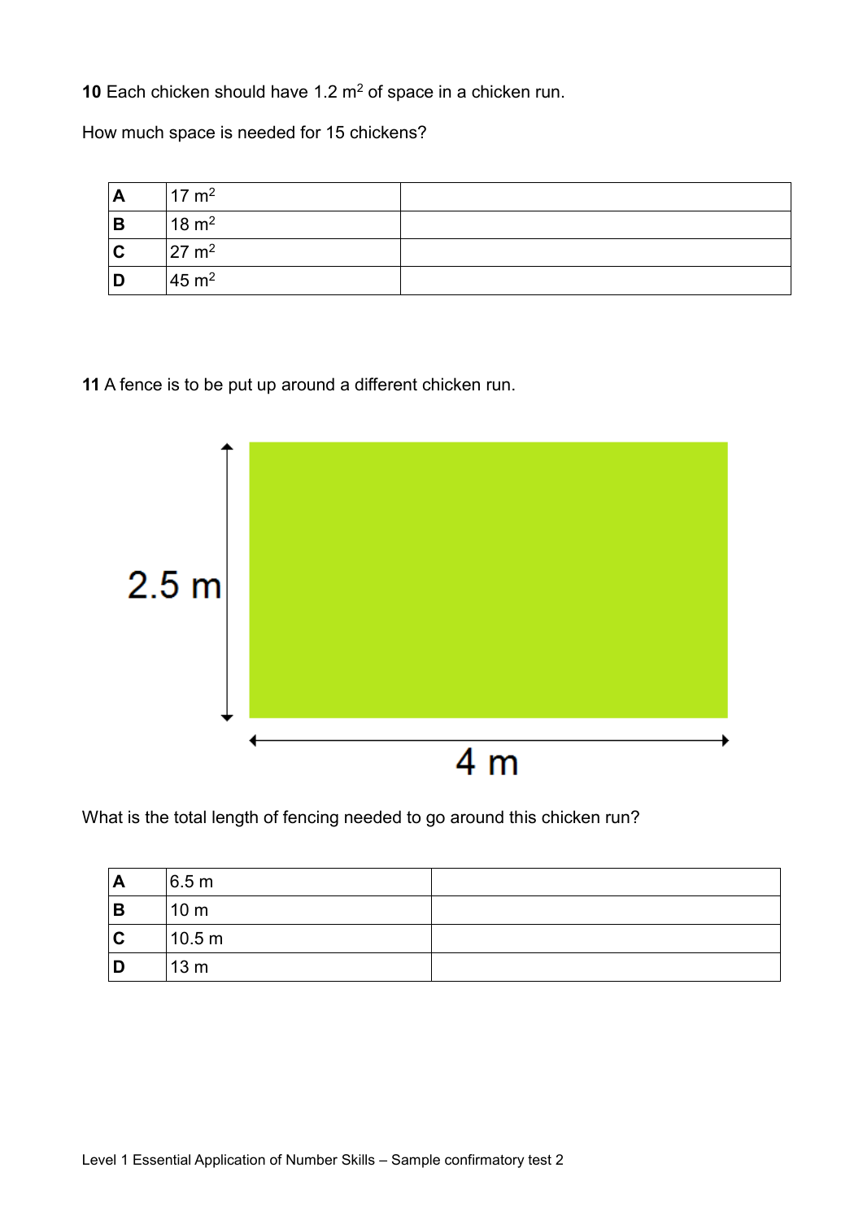**10** Each chicken should have 1.2 m$^2$ of space in a chicken run.

How much space is needed for 15 chickens?

| | | |
|---|---|---|
| **A** | 17 m$^2$ | |
| **B** | 18 m$^2$ | |
| **C** | 27 m$^2$ | |
| **D** | 45 m$^2$ | |

**11** A fence is to be put up around a different chicken run.

2.5 m

4 m

What is the total length of fencing needed to go around this chicken run?

| | | |
|---|---|---|
| **A** | 6.5 m | |
| **B** | 10 m | |
| **C** | 10.5 m | |
| **D** | 13 m | |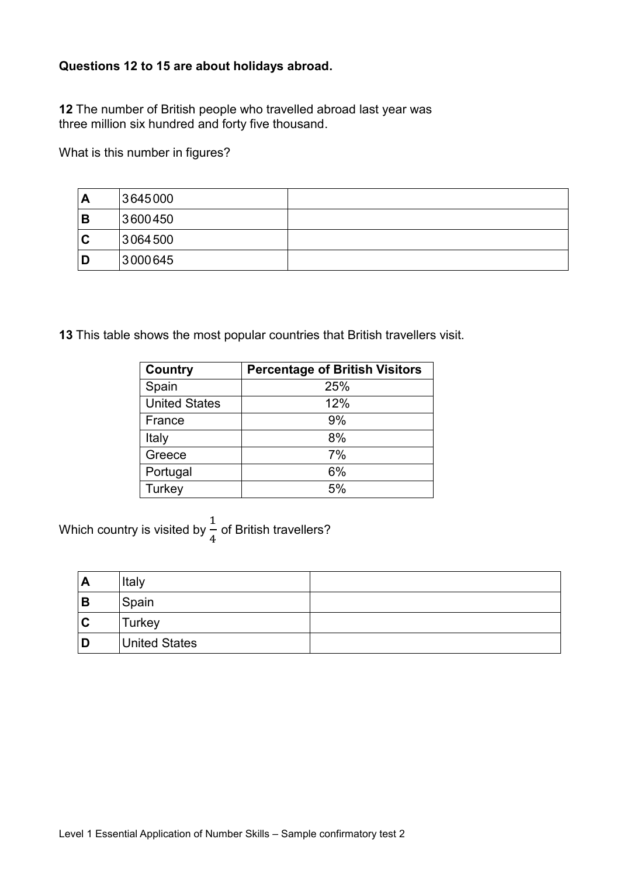**Questions 12 to 15 are about holidays abroad.**

**12** The number of British people who travelled abroad last year was three million six hundred and forty five thousand.

What is this number in figures?

| | | |
|---|---|---|
| **A** | 3 645 000 | |
| **B** | 3 600 450 | |
| **C** | 3 064 500 | |
| **D** | 3 000 645 | |

**13** This table shows the most popular countries that British travellers visit.

| Country | Percentage of British Visitors |
|---|---|
| Spain | 25% |
| United States | 12% |
| France | 9% |
| Italy | 8% |
| Greece | 7% |
| Portugal | 6% |
| Turkey | 5% |

Which country is visited by $\frac{1}{4}$ of British travellers?

| | | |
|---|---|---|
| **A** | Italy | |
| **B** | Spain | |
| **C** | Turkey | |
| **D** | United States | |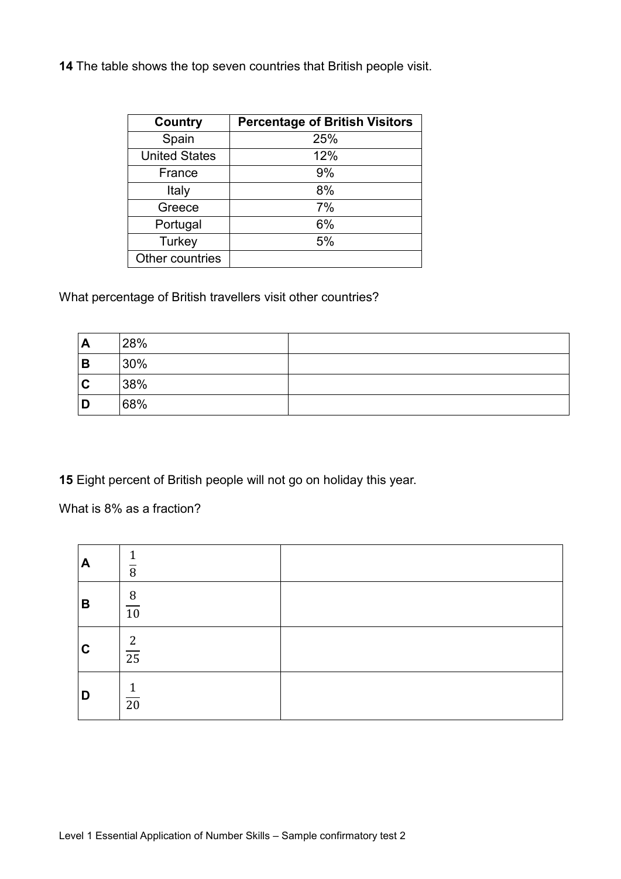**14** The table shows the top seven countries that British people visit.

| Country | Percentage of British Visitors |
|---|---|
| Spain | 25% |
| United States | 12% |
| France | 9% |
| Italy | 8% |
| Greece | 7% |
| Portugal | 6% |
| Turkey | 5% |
| Other countries | |

What percentage of British travellers visit other countries?

| | | |
|---|---|---|
| **A** | 28% | |
| **B** | 30% | |
| **C** | 38% | |
| **D** | 68% | |

**15** Eight percent of British people will not go on holiday this year.

What is 8% as a fraction?

| | | |
|---|---|---|
| **A** | $\frac{1}{8}$ | |
| **B** | $\frac{8}{10}$ | |
| **C** | $\frac{2}{25}$ | |
| **D** | $\frac{1}{20}$ | |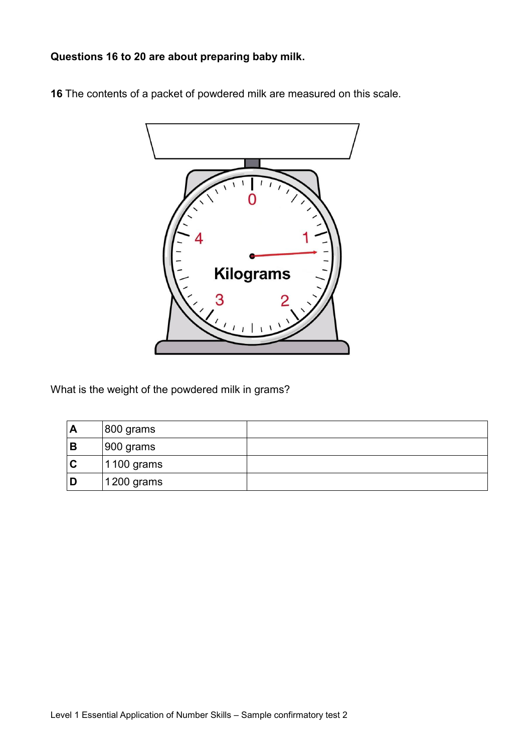**Questions 16 to 20 are about preparing baby milk.**

**16** The contents of a packet of powdered milk are measured on this scale.

What is the weight of the powdered milk in grams?

| | | |
|---|---|---|
| **A** | 800 grams | |
| **B** | 900 grams | |
| **C** | 1 100 grams | |
| **D** | 1 200 grams | |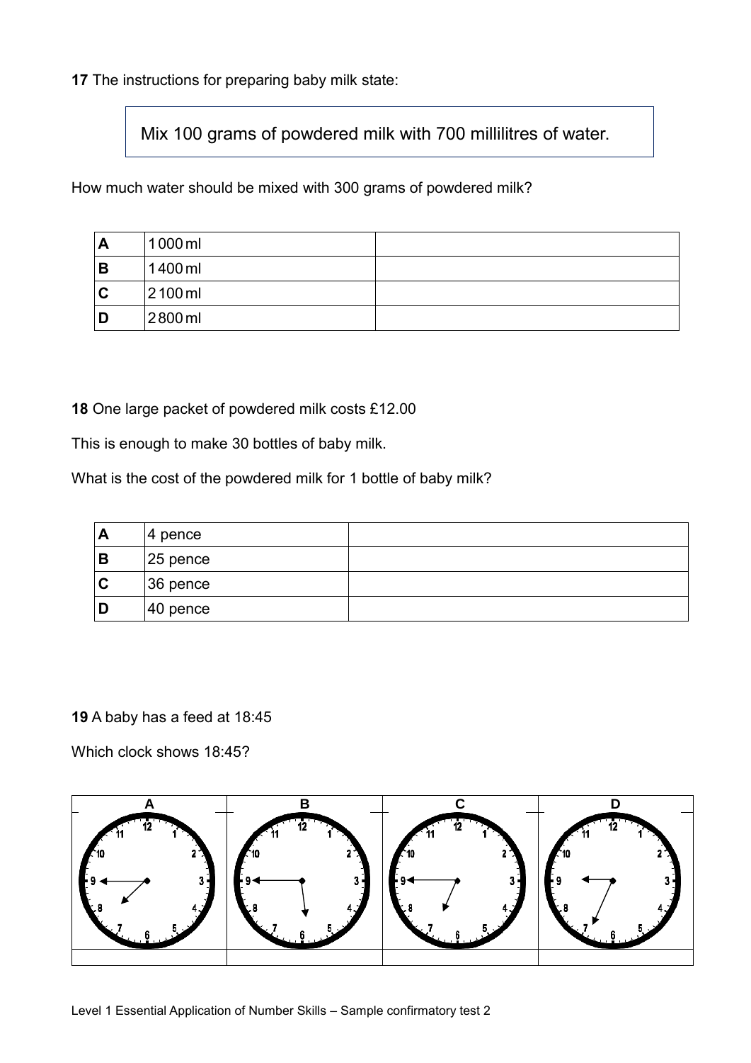**17** The instructions for preparing baby milk state:

> Mix 100 grams of powdered milk with 700 millilitres of water.

How much water should be mixed with 300 grams of powdered milk?

| | | |
|---|---|---|
| **A** | 1 000 ml | |
| **B** | 1 400 ml | |
| **C** | 2 100 ml | |
| **D** | 2 800 ml | |

**18** One large packet of powdered milk costs £12.00

This is enough to make 30 bottles of baby milk.

What is the cost of the powdered milk for 1 bottle of baby milk?

| | | |
|---|---|---|
| **A** | 4 pence | |
| **B** | 25 pence | |
| **C** | 36 pence | |
| **D** | 40 pence | |

**19** A baby has a feed at 18:45

Which clock shows 18:45?

| A | B | C | D |
|---|---|---|---|
| | | | |
| | | | |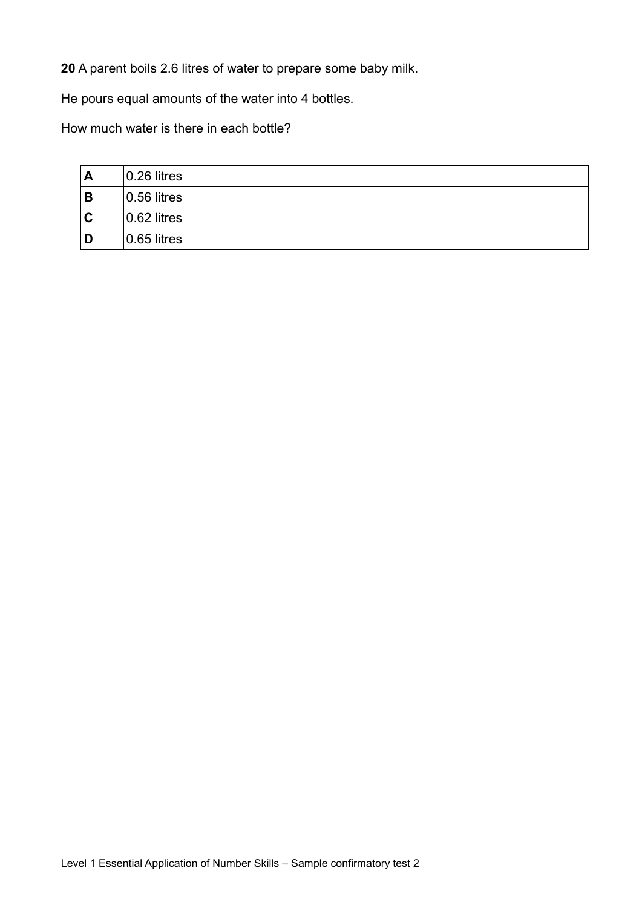**20** A parent boils 2.6 litres of water to prepare some baby milk.

He pours equal amounts of the water into 4 bottles.

How much water is there in each bottle?

| | | |
|---|---|---|
| **A** | 0.26 litres | |
| **B** | 0.56 litres | |
| **C** | 0.62 litres | |
| **D** | 0.65 litres | |